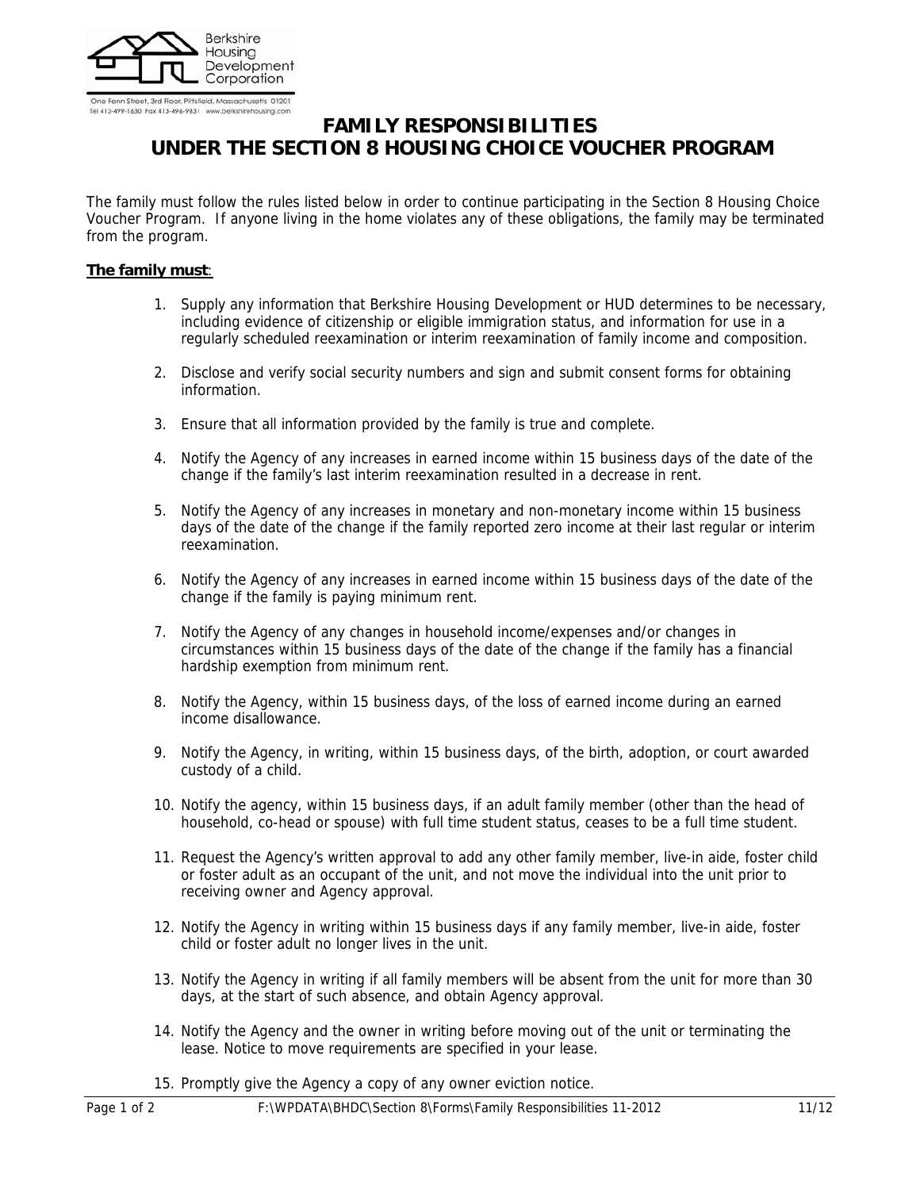Berkshire Housing Development Corporation

One Fenn Street, 3rd Floor, Pittsfield, Massachusetts 01201
Tel 413-499-1630 Fax 413-496-9831 www.berkshirehousing.com

# FAMILY RESPONSIBILITIES UNDER THE SECTION 8 HOUSING CHOICE VOUCHER PROGRAM

The family must follow the rules listed below in order to continue participating in the Section 8 Housing Choice Voucher Program. If anyone living in the home violates any of these obligations, the family may be terminated from the program.

**The family must**:

1. Supply any information that Berkshire Housing Development or HUD determines to be necessary, including evidence of citizenship or eligible immigration status, and information for use in a regularly scheduled reexamination or interim reexamination of family income and composition.
2. Disclose and verify social security numbers and sign and submit consent forms for obtaining information.
3. Ensure that all information provided by the family is true and complete.
4. Notify the Agency of any increases in earned income within 15 business days of the date of the change if the family's last interim reexamination resulted in a decrease in rent.
5. Notify the Agency of any increases in monetary and non-monetary income within 15 business days of the date of the change if the family reported zero income at their last regular or interim reexamination.
6. Notify the Agency of any increases in earned income within 15 business days of the date of the change if the family is paying minimum rent.
7. Notify the Agency of any changes in household income/expenses and/or changes in circumstances within 15 business days of the date of the change if the family has a financial hardship exemption from minimum rent.
8. Notify the Agency, within 15 business days, of the loss of earned income during an earned income disallowance.
9. Notify the Agency, in writing, within 15 business days, of the birth, adoption, or court awarded custody of a child.
10. Notify the agency, within 15 business days, if an adult family member (other than the head of household, co-head or spouse) with full time student status, ceases to be a full time student.
11. Request the Agency's written approval to add any other family member, live-in aide, foster child or foster adult as an occupant of the unit, and not move the individual into the unit prior to receiving owner and Agency approval.
12. Notify the Agency in writing within 15 business days if any family member, live-in aide, foster child or foster adult no longer lives in the unit.
13. Notify the Agency in writing if all family members will be absent from the unit for more than 30 days, at the start of such absence, and obtain Agency approval.
14. Notify the Agency and the owner in writing before moving out of the unit or terminating the lease. Notice to move requirements are specified in your lease.
15. Promptly give the Agency a copy of any owner eviction notice.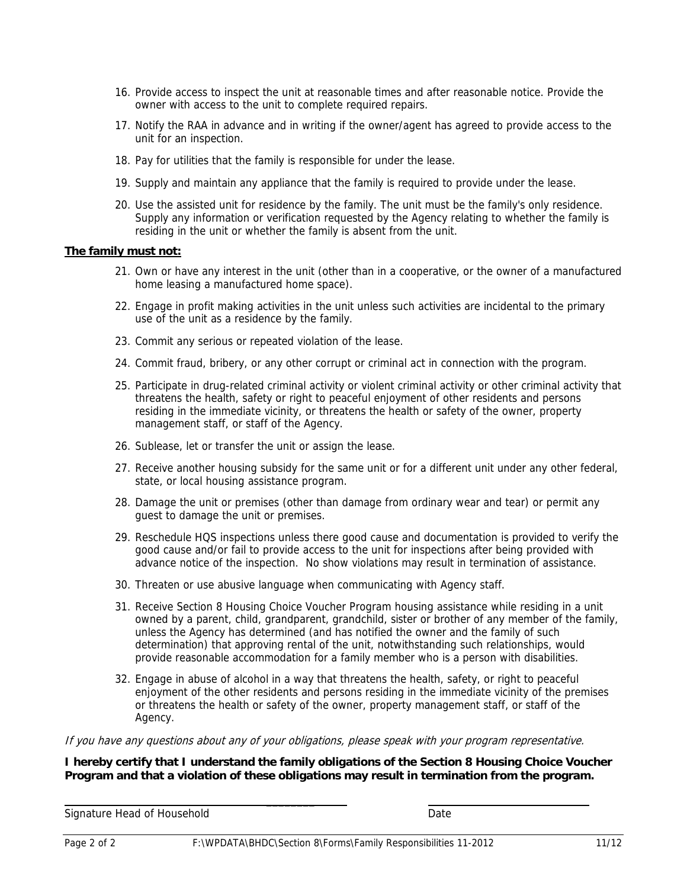16. Provide access to inspect the unit at reasonable times and after reasonable notice. Provide the owner with access to the unit to complete required repairs.

17. Notify the RAA in advance and in writing if the owner/agent has agreed to provide access to the unit for an inspection.

18. Pay for utilities that the family is responsible for under the lease.

19. Supply and maintain any appliance that the family is required to provide under the lease.

20. Use the assisted unit for residence by the family. The unit must be the family's only residence. Supply any information or verification requested by the Agency relating to whether the family is residing in the unit or whether the family is absent from the unit.

**The family must not:**

21. Own or have any interest in the unit (other than in a cooperative, or the owner of a manufactured home leasing a manufactured home space).

22. Engage in profit making activities in the unit unless such activities are incidental to the primary use of the unit as a residence by the family.

23. Commit any serious or repeated violation of the lease.

24. Commit fraud, bribery, or any other corrupt or criminal act in connection with the program.

25. Participate in drug-related criminal activity or violent criminal activity or other criminal activity that threatens the health, safety or right to peaceful enjoyment of other residents and persons residing in the immediate vicinity, or threatens the health or safety of the owner, property management staff, or staff of the Agency.

26. Sublease, let or transfer the unit or assign the lease.

27. Receive another housing subsidy for the same unit or for a different unit under any other federal, state, or local housing assistance program.

28. Damage the unit or premises (other than damage from ordinary wear and tear) or permit any guest to damage the unit or premises.

29. Reschedule HQS inspections unless there good cause and documentation is provided to verify the good cause and/or fail to provide access to the unit for inspections after being provided with advance notice of the inspection. No show violations may result in termination of assistance.

30. Threaten or use abusive language when communicating with Agency staff.

31. Receive Section 8 Housing Choice Voucher Program housing assistance while residing in a unit owned by a parent, child, grandparent, grandchild, sister or brother of any member of the family, unless the Agency has determined (and has notified the owner and the family of such determination) that approving rental of the unit, notwithstanding such relationships, would provide reasonable accommodation for a family member who is a person with disabilities.

32. Engage in abuse of alcohol in a way that threatens the health, safety, or right to peaceful enjoyment of the other residents and persons residing in the immediate vicinity of the premises or threatens the health or safety of the owner, property management staff, or staff of the Agency.

*If you have any questions about any of your obligations, please speak with your program representative.*

**I hereby certify that I understand the family obligations of the Section 8 Housing Choice Voucher Program and that a violation of these obligations may result in termination from the program.**

Signature Head of Household ______________________ Date ______________________

F:\WPDATA\BHDC\Section 8\Forms\Family Responsibilities 11-2012 11/12